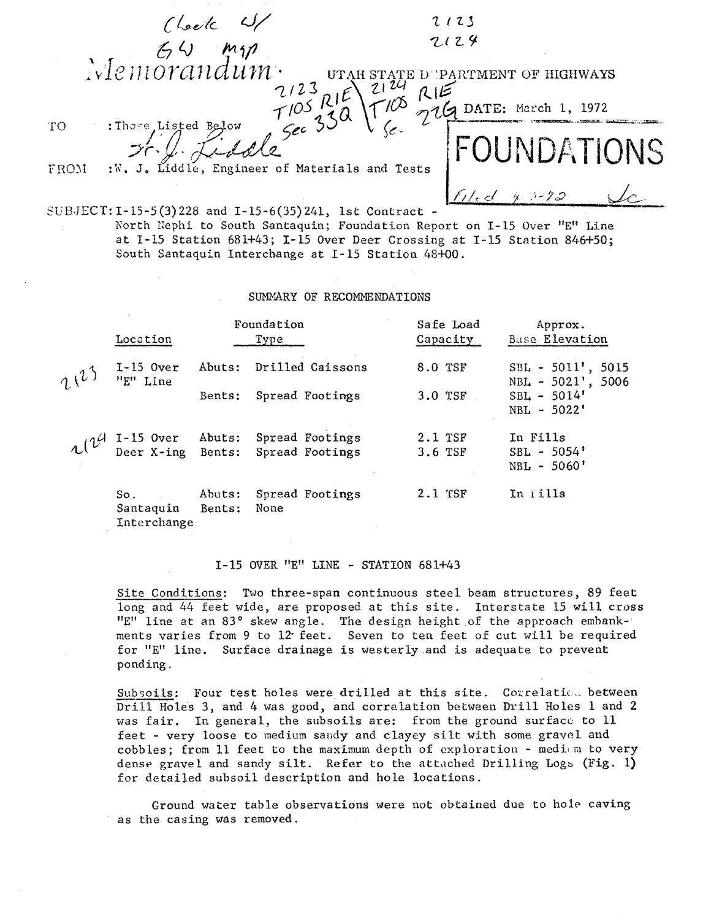Check w/ GW map

2123
2124

# Memorandum

UTAH STATE DEPARTMENT OF HIGHWAYS

2123 T10S R1E Sec 33Q \ 2124 T10S R1E Sec 22G

DATE: March 1, 1972

**FOUNDATIONS**

Filed 4-3-72 JC

TO : Those Listed Below

FROM : W. J. Liddle, Engineer of Materials and Tests

SUBJECT: I-15-5(3)228 and I-15-6(35)241, 1st Contract - North Nephi to South Santaquin; Foundation Report on I-15 Over "E" Line at I-15 Station 681+43; I-15 Over Deer Crossing at I-15 Station 846+50; South Santaquin Interchange at I-15 Station 48+00.

## SUMMARY OF RECOMMENDATIONS

| | Location | | Foundation Type | Safe Load Capacity | Approx. Base Elevation |
|---|---|---|---|---|---|
| 2123 | I-15 Over "E" Line | Abuts: | Drilled Caissons | 8.0 TSF | SBL - 5011', 5015<br>NBL - 5021', 5006 |
| | | Bents: | Spread Footings | 3.0 TSF | SBL - 5014'<br>NBL - 5022' |
| 2124 | I-15 Over Deer X-ing | Abuts: | Spread Footings | 2.1 TSF | In Fills |
| | | Bents: | Spread Footings | 3.6 TSF | SBL - 5054'<br>NBL - 5060' |
| | So. Santaquin Interchange | Abuts: | Spread Footings | 2.1 TSF | In Fills |
| | | Bents: | None | | |

## I-15 OVER "E" LINE - STATION 681+43

Site Conditions: Two three-span continuous steel beam structures, 89 feet long and 44 feet wide, are proposed at this site. Interstate 15 will cross "E" line at an 83° skew angle. The design height of the approach embankments varies from 9 to 12 feet. Seven to ten feet of cut will be required for "E" line. Surface drainage is westerly and is adequate to prevent ponding.

Subsoils: Four test holes were drilled at this site. Correlation between Drill Holes 3, and 4 was good, and correlation between Drill Holes 1 and 2 was fair. In general, the subsoils are: from the ground surface to 11 feet - very loose to medium sandy and clayey silt with some gravel and cobbles; from 11 feet to the maximum depth of exploration - medium to very dense gravel and sandy silt. Refer to the attached Drilling Logs (Fig. 1) for detailed subsoil description and hole locations.

Ground water table observations were not obtained due to hole caving as the casing was removed.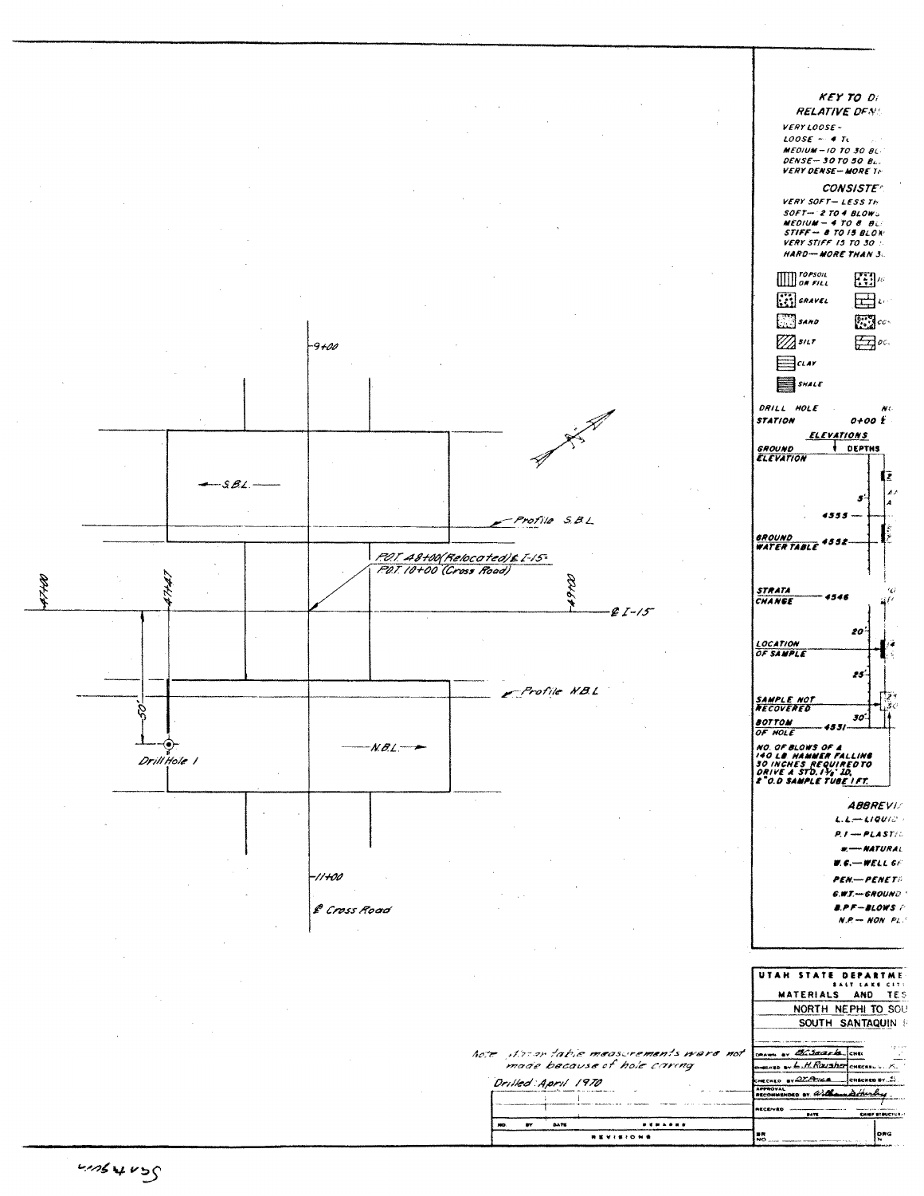## KEY TO D

**RELATIVE DEN**

VERY LOOSE -
LOOSE - 4 T
MEDIUM - 10 TO 30 BL
DENSE - 30 TO 50 B
VERY DENSE - MORE T

**CONSISTE**

VERY SOFT - LESS TH
SOFT - 2 TO 4 BLOWS
MEDIUM - 4 TO 8 B
STIFF - 8 TO 15 BLOW
VERY STIFF 15 TO 30
HARD - MORE THAN 3

TOPSOIL OR FILL
GRAVEL
SAND
SILT
CLAY
SHALE

DRILL HOLE
STATION 0+00

ELEVATIONS | DEPTHS

GROUND ELEVATION

5'
4555

GROUND WATER TABLE 4552

STRATA CHANGE 4546

20'
LOCATION OF SAMPLE

25'
SAMPLE NOT RECOVERED

30'
BOTTOM OF HOLE 4531

NO. OF BLOWS OF A 140 LB HAMMER FALLING 30 INCHES REQUIRED TO DRIVE A STD. 1⅜" I.D. 2" O.D SAMPLE TUBE 1 FT.

**ABBREVI**

L.L. - LIQUID
P.I - PLASTI
w - NATURAL
W.G. - WELL G
PEN. - PENET
G.W.T. - GROUND
B.P.F - BLOWS
N.P. - NON PL

9+00

S.B.L.

Profile S.B.L

P.O.T. 48+00 (Relocated) ℄ I-15
P.O.T. 10+00 (Cross Road)

47+00 47+47 49+00 ℄ I-15

50'

Profile N.B.L

Drill Hole 1

N.B.L.

11+00

℄ Cross Road

Note: Water table measurements were not made because of hole caving

Drilled: April 1970

| NO | BY | DATE | REMARKS |
|---|---|---|---|
| REVISIONS | | | |

UTAH STATE DEPARTME
SALT LAKE CIT
MATERIALS AND TES
NORTH NEPHI TO SOU
SOUTH SANTAQUIN

DRAWN BY B.C. Searle
CHECKED BY L.H. Rausher
CHECKED BY D.T. Price
APPROVAL RECOMMENDED BY William D...
RECEIVED

Santaquin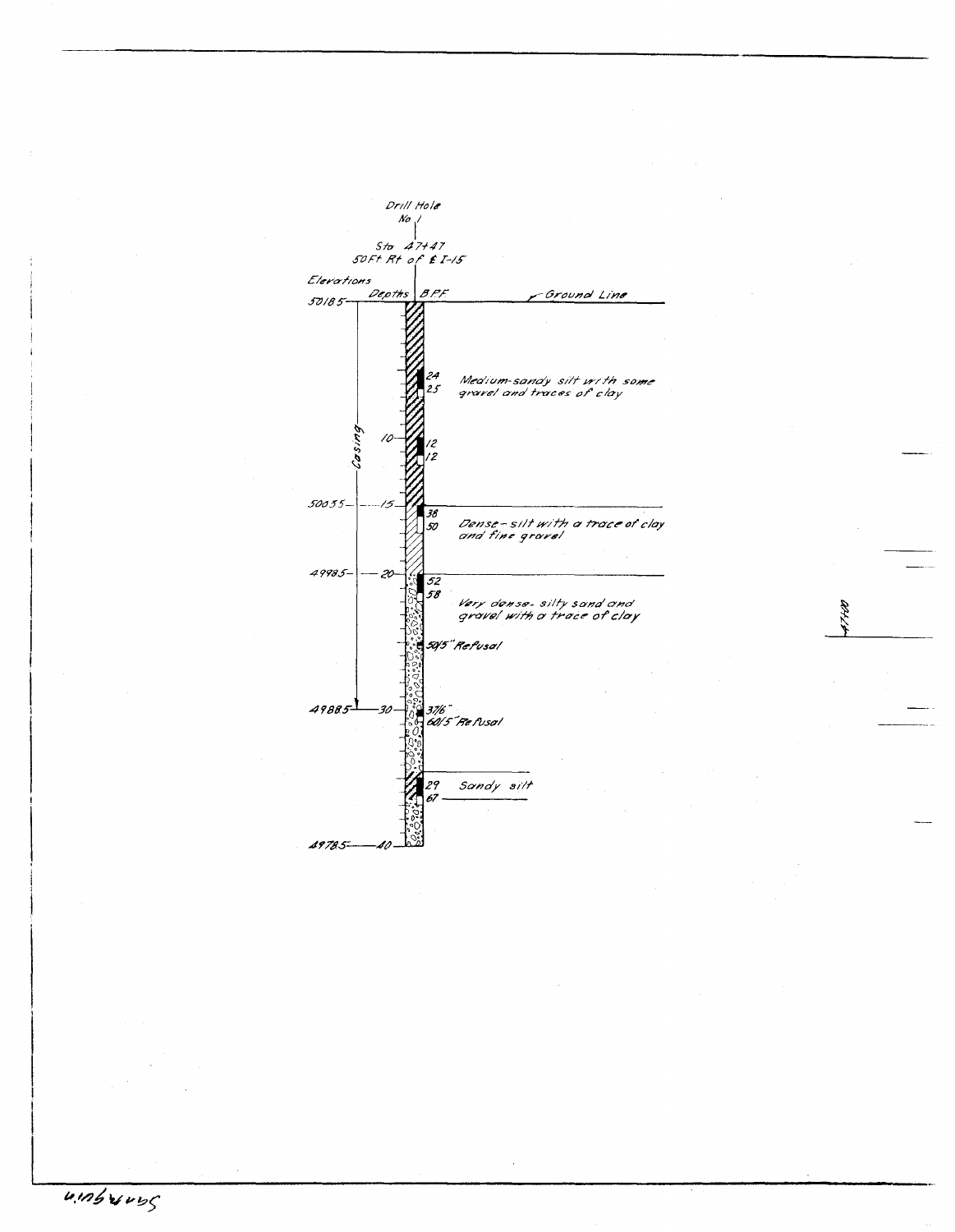Drill Hole No. 1

Sta 47+47
50 Ft Rt of ℄ I-15

| Elevations | Depths | B.P.F. | Description |
|---|---|---|---|
| 5018.5 | 0 | | Ground Line |
| | | 24 / 25 | Medium-sandy silt with some gravel and traces of clay |
| | 10 | 12 / 12 | |
| 5003.5 | 15 | 38 / 50 | Dense-silt with a trace of clay and fine gravel |
| 4998.5 | 20 | 52 / 58 | Very dense-silty sand and gravel with a trace of clay |
| | | 50/5" Refusal | |
| 4988.5 | 30 | 37/6" / 60/5" Refusal | |
| | | 29 / 67 | Sandy silt |
| 4978.5 | 40 | | |

Casing: 0 to 30 ft

47+00

Sanguin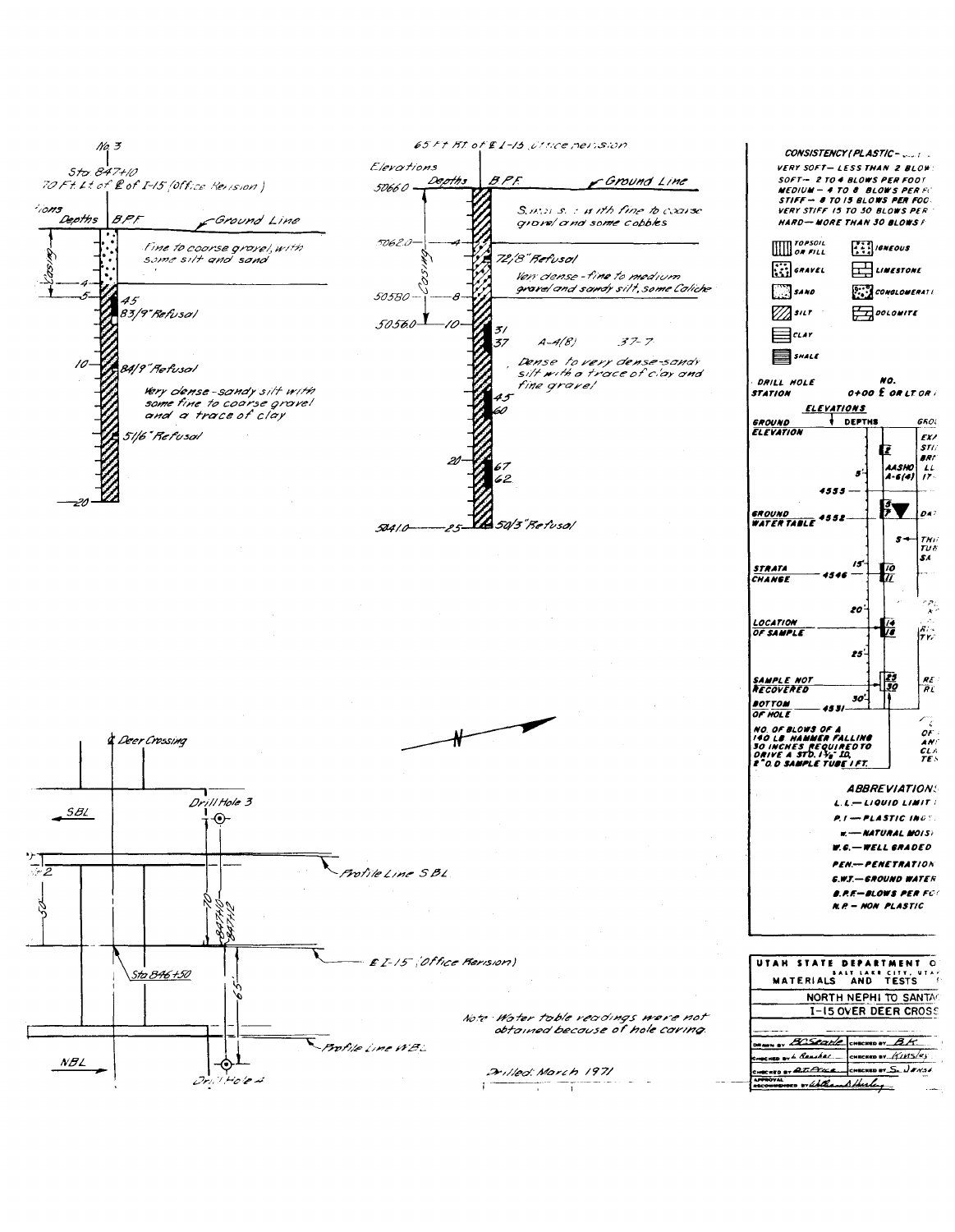## No. 3

Sta 847+10
70 Ft. Lt. of ℄ of I-15 (Office Revision)

| Depths | BPF | Description |
|---|---|---|
| 0–4 | | Fine to coarse gravel, with some silt and sand |
| 5 | 45 83/9" Refusal | |
| 10 | 84/9" Refusal | Very dense - sandy silt with some fine to coarse gravel and a trace of clay |
| | 51/6" Refusal | |
| 20 | | |

Casing

## 65 Ft. Rt. of ℄ I-15 (Office Revision)

| Elevations | Depths | BPF | Description |
|---|---|---|---|
| 5066.0 | 0 | | Sandy silt with fine to coarse gravel and some cobbles |
| 5062.0 | 4 | 72/8" Refusal | Very dense - fine to medium gravel and sandy silt, some Caliche |
| 5058.0 | 8 | | |
| 5056.0 | 10 | 31 37 | A-4(8) 37-7 Dense to very dense - sandy silt with a trace of clay and fine gravel |
| | | 45 60 | |
| | 20 | 67 62 | |
| 5041.0 | 25 | 50/3" Refusal | |

Casing

## Plan

℄ Deer Crossing

SBL

Drill Hole 3

Profile Line SBL

50'

70'

847+10

847+12

Sta 846+50

℄ I-15 (Office Revision)

65'

Profile Line WBL

NBL

Drill Hole 4

N

Note: Water table readings were not obtained because of hole caving.

Drilled: March 1971

## Legend

**CONSISTENCY (PLASTIC-...)**

VERY SOFT— LESS THAN 2 BLOW...
SOFT— 2 TO 4 BLOWS PER FOOT
MEDIUM— 4 TO 8 BLOWS PER F...
STIFF— 8 TO 15 BLOWS PER FOO...
VERY STIFF 15 TO 30 BLOWS PER ...
HARD— MORE THAN 30 BLOWS P...

TOPSOIL OR FILL — IGNEOUS
GRAVEL — LIMESTONE
SAND — CONGLOMERATE
SILT — DOLOMITE
CLAY
SHALE

DRILL HOLE STATION — NO. 0+00 ℄ OR LT OR ...

ELEVATIONS — DEPTHS

GROUND ELEVATION
AASHO A-6(4)
5' — 4555
GROUND WATER TABLE — 4552
15' — STRATA CHANGE — 4546
20'
LOCATION OF SAMPLE
25'
SAMPLE NOT RECOVERED
30'
BOTTOM OF HOLE — 4531

NO. OF BLOWS OF A 140 LB HAMMER FALLING 30 INCHES REQUIRED TO DRIVE A STD. 1⅜" ID, 2" O.D SAMPLE TUBE 1 FT.

**ABBREVIATIONS**

L.L.— LIQUID LIMIT
P.I.— PLASTIC IND...
w— NATURAL MOIS...
W.G.— WELL GRADED
PEN.— PENETRATION
G.W.T.— GROUND WATER
B.P.F.— BLOWS PER FO...
N.P.— NON PLASTIC

## UTAH STATE DEPARTMENT O...

SALT LAKE CITY, UTAH
MATERIALS AND TESTS

NORTH NEPHI TO SANTA...
I-15 OVER DEER CROSS...

| | |
|---|---|
| DRAWN BY BCSearle | CHECKED BY BK |
| CHECKED BY L. Rausher | CHECKED BY Kinsley |
| CHECKED BY R.T. Price | CHECKED BY S. Jensen |
| APPROVAL RECOMMENDED BY William A. Hurley | |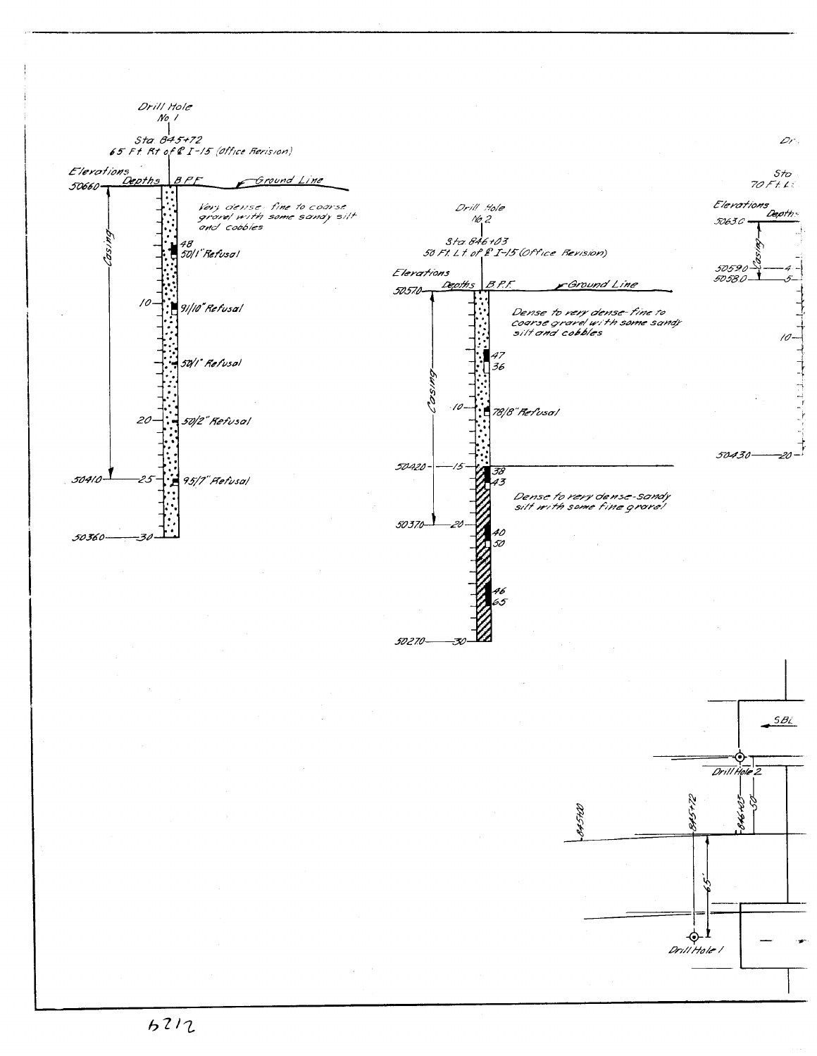## Drill Hole No 1

Sta 845+72
65 Ft Rt of ℄ I-15 (Office Revision)

Elevations — Depths — B.P.F. — Ground Line

| Elevation | Depth | B.P.F. |
|---|---|---|
| 50660 | 0 | |
| | | 48 |
| | | 50/1" Refusal |
| | 10 | 91/10" Refusal |
| | | 50/1" Refusal |
| | 20 | 50/2" Refusal |
| 50410 | 25 | 95/7" Refusal |
| 50360 | 30 | |

Very dense fine to coarse gravel with some sandy silt and cobbles

Casing (0–25)

## Drill Hole No 2

Sta 846+03
50 Ft. Lt of ℄ I-15 (Office Revision)

Elevations — Depths — B.P.F. — Ground Line

| Elevation | Depth | B.P.F. |
|---|---|---|
| 50570 | 0 | |
| | | 47 |
| | | 36 |
| | 10 | 78/8" Refusal |
| 50420 | 15 | 38 |
| | | 43 |
| 50370 | 20 | 40 |
| | | 50 |
| | | 46 |
| | | 65 |
| 50270 | 30 | |

Dense to very dense-fine to coarse gravel with some sandy silt and cobbles

Dense to very dense-sandy silt with some fine gravel

Casing (0–20)

## Drill Hole (No 3, partial)

Sta
70 Ft L

Elevations — Depths

| Elevation | Depth |
|---|---|
| 50630 | 0 |
| 50590 | 4 |
| 50580 | 5 |
| | 10 |
| 50430 | 20 |

Casing

## Plan

SBL

Drill Hole 2

845+00 — 845+72 — 846+03 — 50'

65'

Drill Hole 1

6212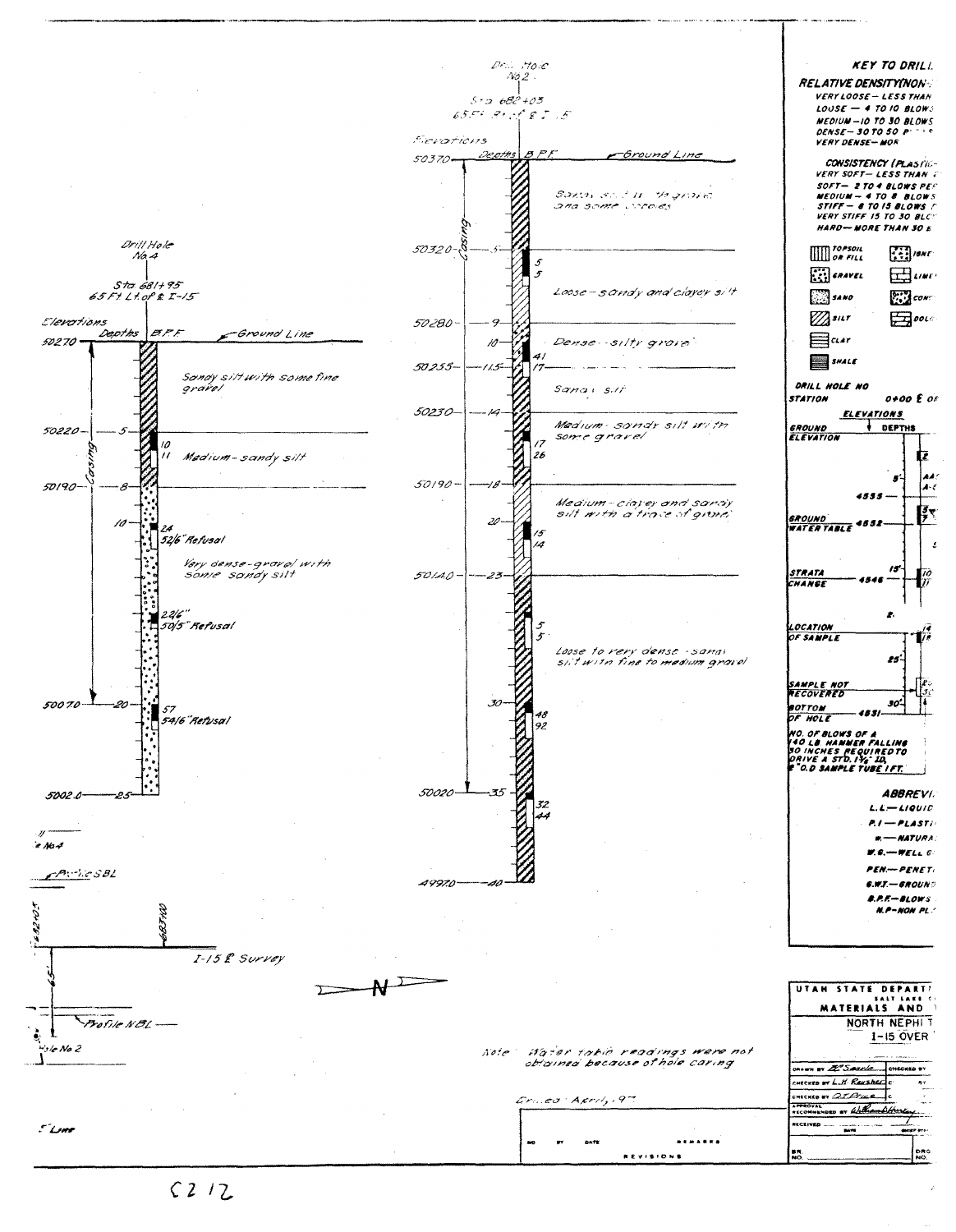## Drill Hole No. 4

Sta 681+95
65 Ft. Lt. of ℄ I-15

| Elevations | Depths | B.P.F. | Description |
|---|---|---|---|
| 5027.0 | 0 (Ground Line) | | Sandy silt with some fine gravel |
| 5022.0 | 5 | 10, 11 | Medium - sandy silt |
| 5019.0 | 8 | | |
| | 10 | 24, 52/6" Refusal | Very dense - gravel with some sandy silt |
| | | 22/6", 50/5" Refusal | |
| 5007.0 | 20 | 57, 54/6" Refusal | |
| 5002.0 | 25 | | |

Casing: 0 to 20

## Drill Hole No. 2

Sta 682+03
65 Ft. Rt. of ℄ I-15

| Elevations | Depths | B.P.F. | Description |
|---|---|---|---|
| 5037.0 | 0 (Ground Line) | | Sandy silt with gravel and some cobbles |
| 5032.0 | 5 | 5, 5 | Loose - sandy and clayey silt |
| 5028.0 | 9 | | |
| | 10 | 41, 17 | Dense - silty gravel |
| 5025.5 | 11.5 | | Sandy silt |
| 5023.0 | 14 | 17, 26 | Medium - sandy silt with some gravel |
| 5019.0 | 18 | | |
| | 20 | 15, 14 | Medium - clayey and sandy silt with a trace of gravel |
| 5014.0 | 23 | 5, 5 | Loose to very dense - sandy silt with fine to medium gravel |
| | 30 | 48, 92 | |
| 5002.0 | 35 | 32, 44 | |
| 4997.0 | 40 | | |

Casing: 0 to 35

Note: Water table readings were not obtained because of hole caving

Drilled: April, 197_

Profile SBL
Profile NBL
I-15 ℄ Survey
682+03
683+00
65'
Hole No 4
Hole No 2
N

## KEY TO DRILL...

**RELATIVE DENSITY (NON-...)**
VERY LOOSE – LESS THAN ...
LOOSE – 4 TO 10 BLOWS ...
MEDIUM – 10 TO 30 BLOWS ...
DENSE – 30 TO 50 ...
VERY DENSE – MOR...

**CONSISTENCY (PLASTIC...)**
VERY SOFT – LESS THAN ...
SOFT – 2 TO 4 BLOWS PER ...
MEDIUM – 4 TO 8 BLOWS ...
STIFF – 8 TO 15 BLOWS ...
VERY STIFF 15 TO 30 BLOW...
HARD – MORE THAN 30 ...

TOPSOIL OR FILL; IGNE...; GRAVEL; LIME...; SAND; CONG...; SILT; DOLO...; CLAY; SHALE

DRILL HOLE NO
STATION 0+00 ℄ OF ...
ELEVATIONS
GROUND ELEVATION; DEPTHS
4555 – 5'
GROUND WATER TABLE 4552
STRATA CHANGE 4546 – 15'
LOCATION OF SAMPLE
25'
SAMPLE NOT RECOVERED
BOTTOM OF HOLE 4531 – 30'

NO. OF BLOWS OF A 140 LB HAMMER FALLING 30 INCHES REQUIRED TO DRIVE A STD. 1⅜" I.D. 2" O.D SAMPLE TUBE 1 FT.

**ABBREVI...**
L.L. – LIQUID ...
P.I. – PLASTI...
w. – NATURA...
W.G. – WELL G...
PEN. – PENET...
G.W.T. – GROUND ...
B.P.F. – BLOWS ...
N.P. – NON PL...

UTAH STATE DEPART...
SALT LAKE C...
MATERIALS AND ...
NORTH NEPHI T...
I-15 OVER ...

DRAWN BY B. Searle | CHECKED BY
CHECKED BY L.H. Reusher
CHECKED BY O.T. Price
APPROVAL RECOMMENDED BY William Harley
RECEIVED

NO | BY | DATE | REMARKS
REVISIONS

C212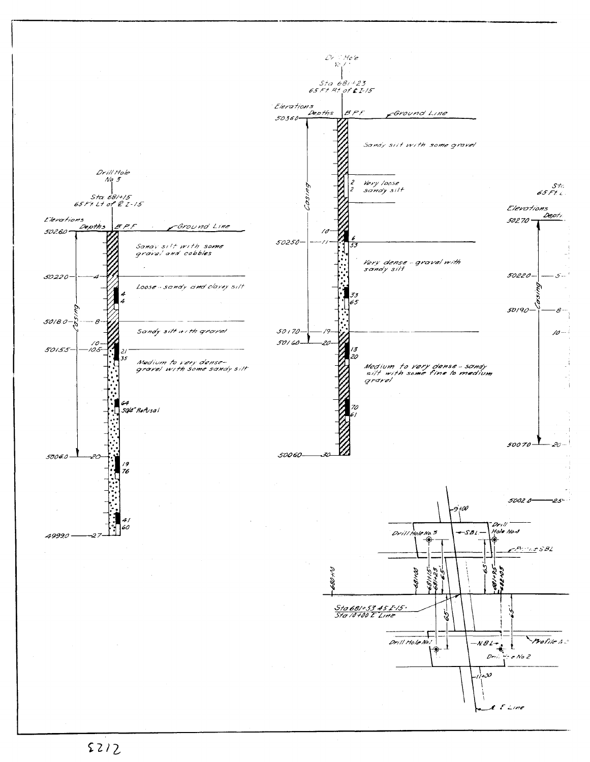Drill Hole No 3

Sta 681+15
65 Ft Lt of ℄ I-15

Elevations Depths B.P.F. Ground Line

5026.0

Sandy silt with some gravel and cobbles

5022.0 — 4

Loose - sandy and clayey silt

4
4

5018.0 — 8

Sandy silt with gravel

10

5015.5 — 10.5

21
35

Medium to very dense - gravel with some sandy silt

64
50/4" Refusal

Casing

5006.0 — 20

19
76

41
60

4999.0 — 27

Drill Hole No 1

Sta 681+23
65 Ft Rt of ℄ I-15

Elevations Depths B.P.F. Ground Line

5036.0

Sandy silt with some gravel

2
2

Very loose sandy silt

10

5025.0 — 11

6
53

Very dense - gravel with sandy silt

33
65

Casing

5017.0 — 19

5016.0 — 20

13
20

Medium to very dense - sandy silt with some fine to medium gravel

70
61

5006.0 — 30

Sta
65 Ft

Elevations Depth

5027.0

5022.0 — 5

5019.0 — 8

10

Casing

5007.0 — 20

5002.0 — 25

9+00

Drill Hole No 3

SBL

Drill Hole No 4

Profile SBL

680+00

681+00

681+15

681+23

65'

65'

681+95

682+05

65'

Sta 681+53.45 I-15 = Sta 10+00 E Line

65'

Drill Hole No 1

NBL

Profile N

Drill Hole No 2

11+00

℄ E Line

2123